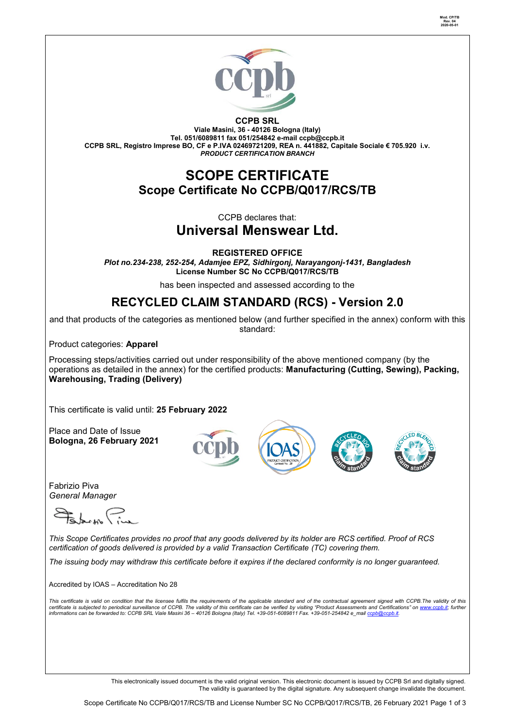Mod. CP/TB
Rev. 04
2020-05-01

**CCPB SRL**

**Viale Masini, 36 - 40126 Bologna (Italy)**
**Tel. 051/6089811 fax 051/254842 e-mail ccpb@ccpb.it**
**CCPB SRL, Registro Imprese BO, CF e P.IVA 02469721209, REA n. 441882, Capitale Sociale € 705.920 i.v.**
***PRODUCT CERTIFICATION BRANCH***

# SCOPE CERTIFICATE

## Scope Certificate No CCPB/Q017/RCS/TB

CCPB declares that:

# Universal Menswear Ltd.

**REGISTERED OFFICE**
***Plot no.234-238, 252-254, Adamjee EPZ, Sidhirgonj, Narayangonj-1431, Bangladesh***
**License Number SC No CCPB/Q017/RCS/TB**

has been inspected and assessed according to the

## RECYCLED CLAIM STANDARD (RCS) - Version 2.0

and that products of the categories as mentioned below (and further specified in the annex) conform with this standard:

Product categories: **Apparel**

Processing steps/activities carried out under responsibility of the above mentioned company (by the operations as detailed in the annex) for the certified products: **Manufacturing (Cutting, Sewing), Packing, Warehousing, Trading (Delivery)**

This certificate is valid until: **25 February 2022**

Place and Date of Issue
**Bologna, 26 February 2021**

Fabrizio Piva
*General Manager*

*This Scope Certificates provides no proof that any goods delivered by its holder are RCS certified. Proof of RCS certification of goods delivered is provided by a valid Transaction Certificate (TC) covering them.*

*The issuing body may withdraw this certificate before it expires if the declared conformity is no longer guaranteed.*

Accredited by IOAS – Accreditation No 28

*This certificate is valid on condition that the licensee fulfils the requirements of the applicable standard and of the contractual agreement signed with CCPB.The validity of this certificate is subjected to periodical surveillance of CCPB. The validity of this certificate can be verified by visiting "Product Assessments and Certifications" on www.ccpb.it; further informations can be forwarded to: CCPB SRL Viale Masini 36 – 40126 Bologna (Italy) Tel. +39-051-6089811 Fax. +39-051-254842 e_mail ccpb@ccpb.it.*

This electronically issued document is the valid original version. This electronic document is issued by CCPB Srl and digitally signed. The validity is guaranteed by the digital signature. Any subsequent change invalidate the document.

Scope Certificate No CCPB/Q017/RCS/TB and License Number SC No CCPB/Q017/RCS/TB, 26 February 2021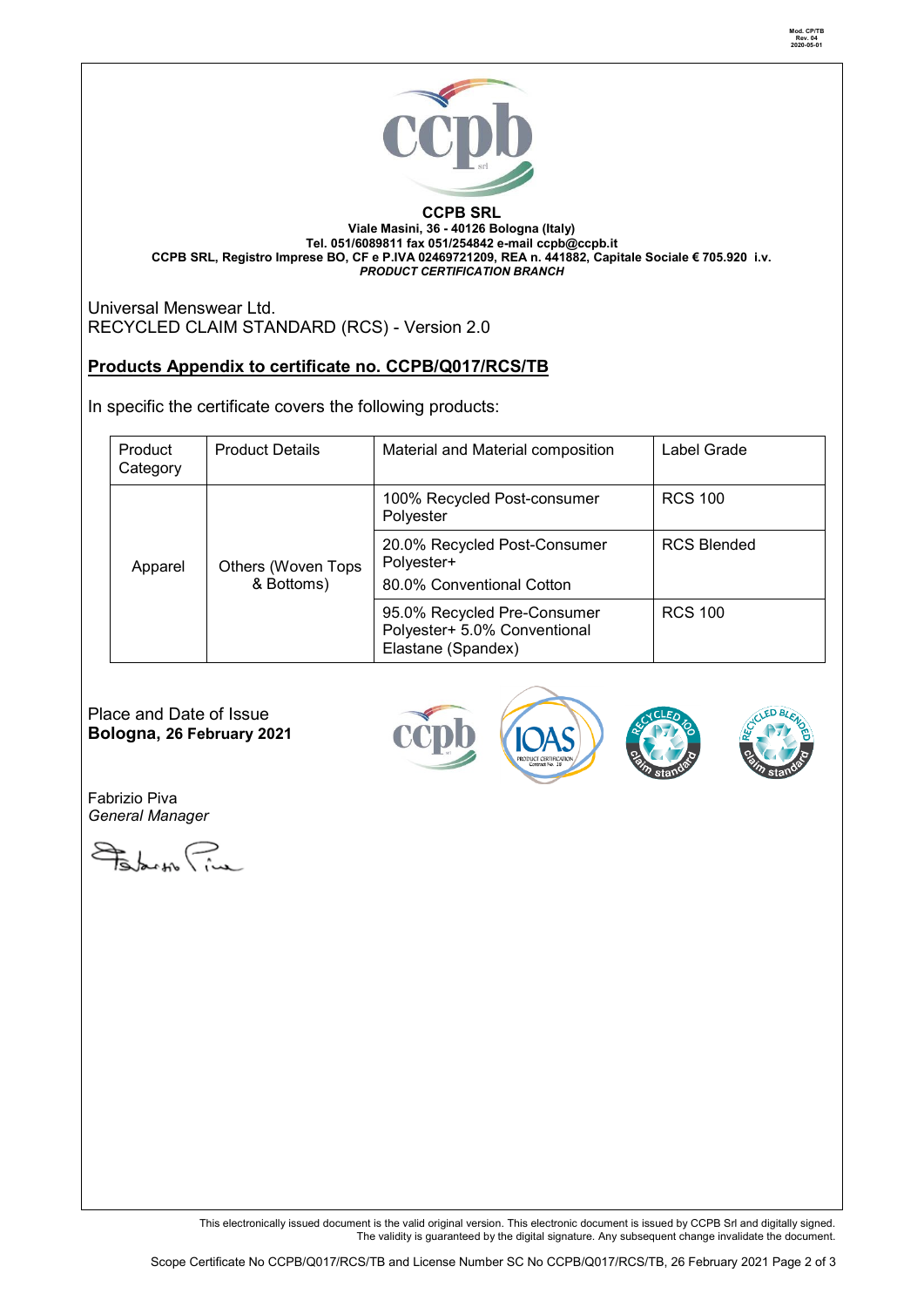Mod. CP/TB
Rev. 04
2020-05-01

**CCPB SRL**
**Viale Masini, 36 - 40126 Bologna (Italy)**
**Tel. 051/6089811 fax 051/254842 e-mail ccpb@ccpb.it**
**CCPB SRL, Registro Imprese BO, CF e P.IVA 02469721209, REA n. 441882, Capitale Sociale € 705.920 i.v.**
***PRODUCT CERTIFICATION BRANCH***

Universal Menswear Ltd.
RECYCLED CLAIM STANDARD (RCS) - Version 2.0

## Products Appendix to certificate no. CCPB/Q017/RCS/TB

In specific the certificate covers the following products:

| Product Category | Product Details | Material and Material composition | Label Grade |
|---|---|---|---|
| Apparel | Others (Woven Tops & Bottoms) | 100% Recycled Post-consumer Polyester | RCS 100 |
| | | 20.0% Recycled Post-Consumer Polyester+ 80.0% Conventional Cotton | RCS Blended |
| | | 95.0% Recycled Pre-Consumer Polyester+ 5.0% Conventional Elastane (Spandex) | RCS 100 |

Place and Date of Issue
**Bologna, 26 February 2021**

Fabrizio Piva
*General Manager*

This electronically issued document is the valid original version. This electronic document is issued by CCPB Srl and digitally signed. The validity is guaranteed by the digital signature. Any subsequent change invalidate the document.

Scope Certificate No CCPB/Q017/RCS/TB and License Number SC No CCPB/Q017/RCS/TB, 26 February 2021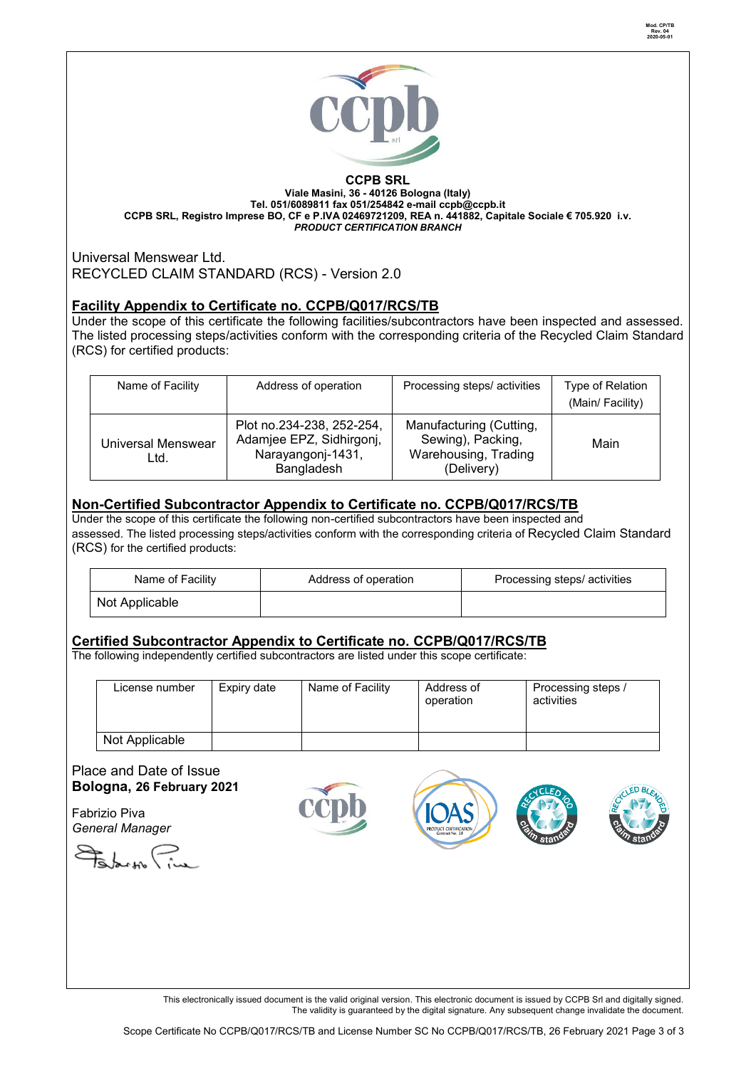Mod. CP/TB
Rev. 04
2020-05-01

**CCPB SRL**
**Viale Masini, 36 - 40126 Bologna (Italy)**
**Tel. 051/6089811 fax 051/254842 e-mail ccpb@ccpb.it**
**CCPB SRL, Registro Imprese BO, CF e P.IVA 02469721209, REA n. 441882, Capitale Sociale € 705.920 i.v.**
***PRODUCT CERTIFICATION BRANCH***

Universal Menswear Ltd.
RECYCLED CLAIM STANDARD (RCS) - Version 2.0

## Facility Appendix to Certificate no. CCPB/Q017/RCS/TB

Under the scope of this certificate the following facilities/subcontractors have been inspected and assessed. The listed processing steps/activities conform with the corresponding criteria of the Recycled Claim Standard (RCS) for certified products:

| Name of Facility | Address of operation | Processing steps/ activities | Type of Relation (Main/ Facility) |
|---|---|---|---|
| Universal Menswear Ltd. | Plot no.234-238, 252-254, Adamjee EPZ, Sidhirgonj, Narayangonj-1431, Bangladesh | Manufacturing (Cutting, Sewing), Packing, Warehousing, Trading (Delivery) | Main |

## Non-Certified Subcontractor Appendix to Certificate no. CCPB/Q017/RCS/TB

Under the scope of this certificate the following non-certified subcontractors have been inspected and assessed. The listed processing steps/activities conform with the corresponding criteria of Recycled Claim Standard (RCS) for the certified products:

| Name of Facility | Address of operation | Processing steps/ activities |
|---|---|---|
| Not Applicable | | |

## Certified Subcontractor Appendix to Certificate no. CCPB/Q017/RCS/TB

The following independently certified subcontractors are listed under this scope certificate:

| License number | Expiry date | Name of Facility | Address of operation | Processing steps / activities |
|---|---|---|---|---|
| Not Applicable | | | | |

Place and Date of Issue
**Bologna, 26 February 2021**

Fabrizio Piva
*General Manager*

This electronically issued document is the valid original version. This electronic document is issued by CCPB Srl and digitally signed. The validity is guaranteed by the digital signature. Any subsequent change invalidate the document.

Scope Certificate No CCPB/Q017/RCS/TB and License Number SC No CCPB/Q017/RCS/TB, 26 February 2021